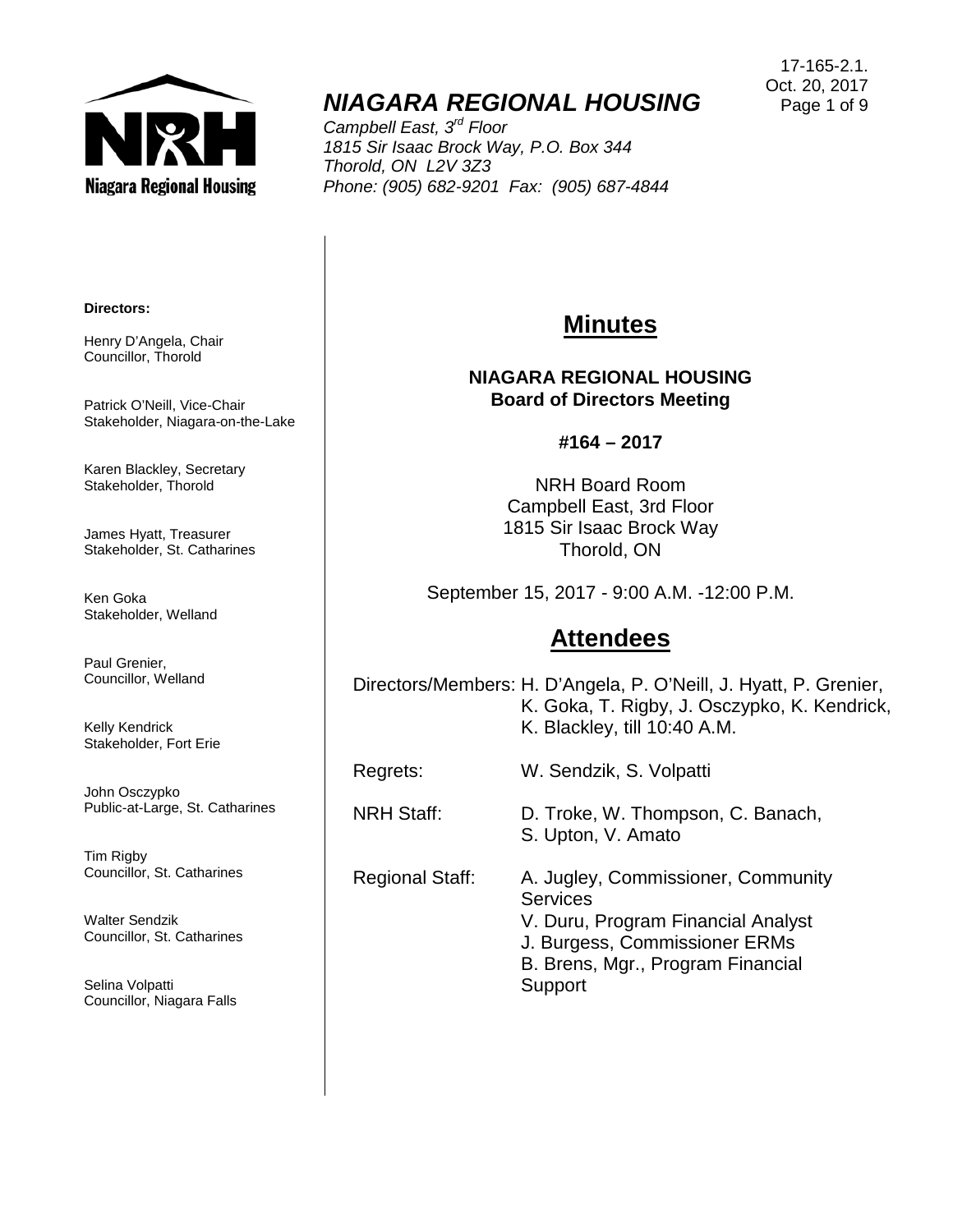17-165-2.1.
Oct. 20, 2017

# *NIAGARA REGIONAL HOUSING*

*Campbell East, 3rd Floor*
*1815 Sir Isaac Brock Way, P.O. Box 344*
*Thorold, ON L2V 3Z3*
*Phone: (905) 682-9201 Fax: (905) 687-4844*

**Directors:**

Henry D'Angela, Chair
Councillor, Thorold

Patrick O'Neill, Vice-Chair
Stakeholder, Niagara-on-the-Lake

Karen Blackley, Secretary
Stakeholder, Thorold

James Hyatt, Treasurer
Stakeholder, St. Catharines

Ken Goka
Stakeholder, Welland

Paul Grenier,
Councillor, Welland

Kelly Kendrick
Stakeholder, Fort Erie

John Osczypko
Public-at-Large, St. Catharines

Tim Rigby
Councillor, St. Catharines

Walter Sendzik
Councillor, St. Catharines

Selina Volpatti
Councillor, Niagara Falls

## Minutes

**NIAGARA REGIONAL HOUSING**
**Board of Directors Meeting**

**#164 – 2017**

NRH Board Room
Campbell East, 3rd Floor
1815 Sir Isaac Brock Way
Thorold, ON

September 15, 2017 - 9:00 A.M. -12:00 P.M.

## Attendees

Directors/Members: H. D'Angela, P. O'Neill, J. Hyatt, P. Grenier, K. Goka, T. Rigby, J. Osczypko, K. Kendrick, K. Blackley, till 10:40 A.M.

Regrets: W. Sendzik, S. Volpatti

NRH Staff: D. Troke, W. Thompson, C. Banach, S. Upton, V. Amato

Regional Staff: A. Jugley, Commissioner, Community Services
V. Duru, Program Financial Analyst
J. Burgess, Commissioner ERMs
B. Brens, Mgr., Program Financial Support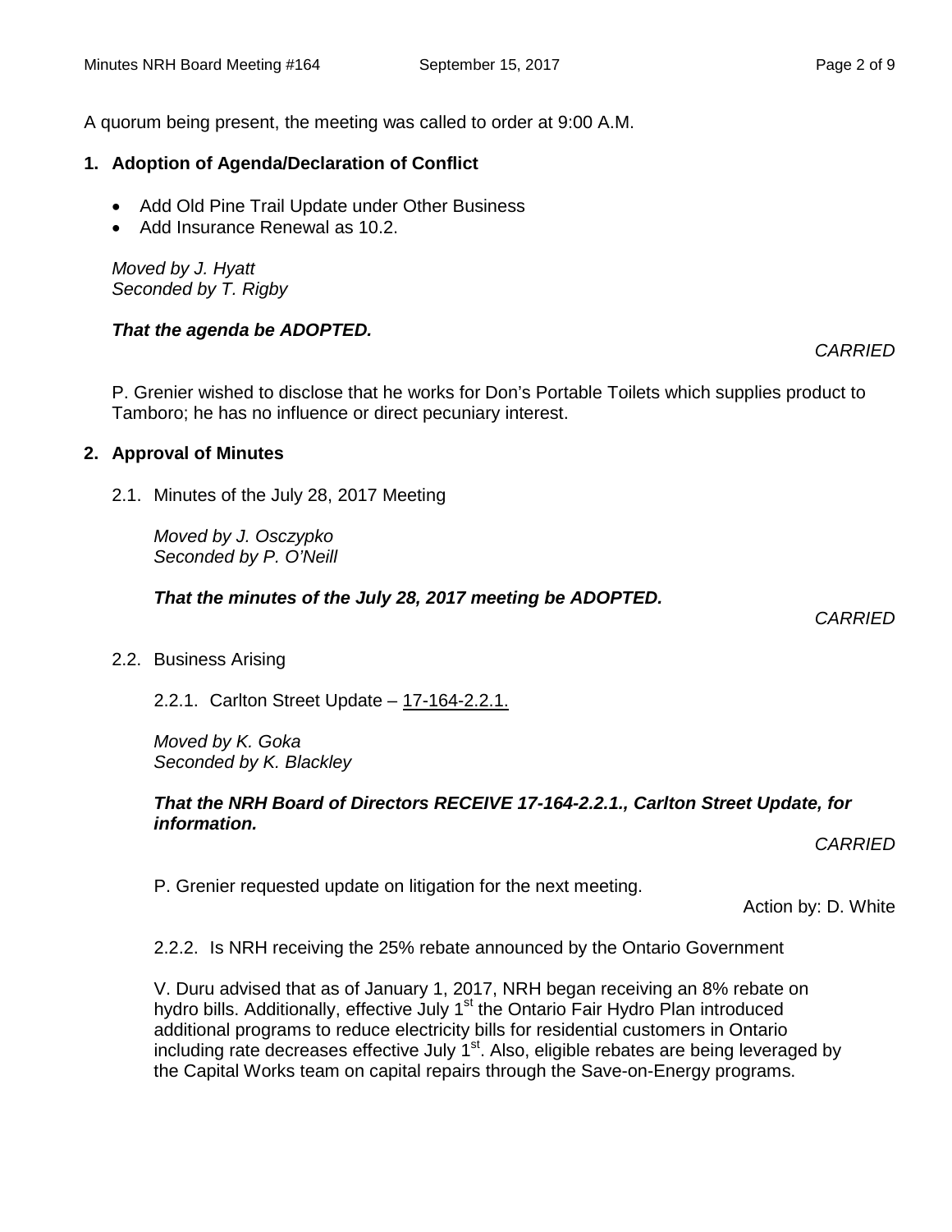A quorum being present, the meeting was called to order at 9:00 A.M.

## 1. Adoption of Agenda/Declaration of Conflict

- Add Old Pine Trail Update under Other Business
- Add Insurance Renewal as 10.2.

*Moved by J. Hyatt*
*Seconded by T. Rigby*

***That the agenda be ADOPTED.***

*CARRIED*

P. Grenier wished to disclose that he works for Don's Portable Toilets which supplies product to Tamboro; he has no influence or direct pecuniary interest.

## 2. Approval of Minutes

2.1. Minutes of the July 28, 2017 Meeting

*Moved by J. Osczypko*
*Seconded by P. O'Neill*

***That the minutes of the July 28, 2017 meeting be ADOPTED.***

*CARRIED*

2.2. Business Arising

2.2.1. Carlton Street Update – 17-164-2.2.1.

*Moved by K. Goka*
*Seconded by K. Blackley*

***That the NRH Board of Directors RECEIVE 17-164-2.2.1., Carlton Street Update, for information.***

*CARRIED*

P. Grenier requested update on litigation for the next meeting.

Action by: D. White

2.2.2. Is NRH receiving the 25% rebate announced by the Ontario Government

V. Duru advised that as of January 1, 2017, NRH began receiving an 8% rebate on hydro bills. Additionally, effective July 1st the Ontario Fair Hydro Plan introduced additional programs to reduce electricity bills for residential customers in Ontario including rate decreases effective July 1st. Also, eligible rebates are being leveraged by the Capital Works team on capital repairs through the Save-on-Energy programs.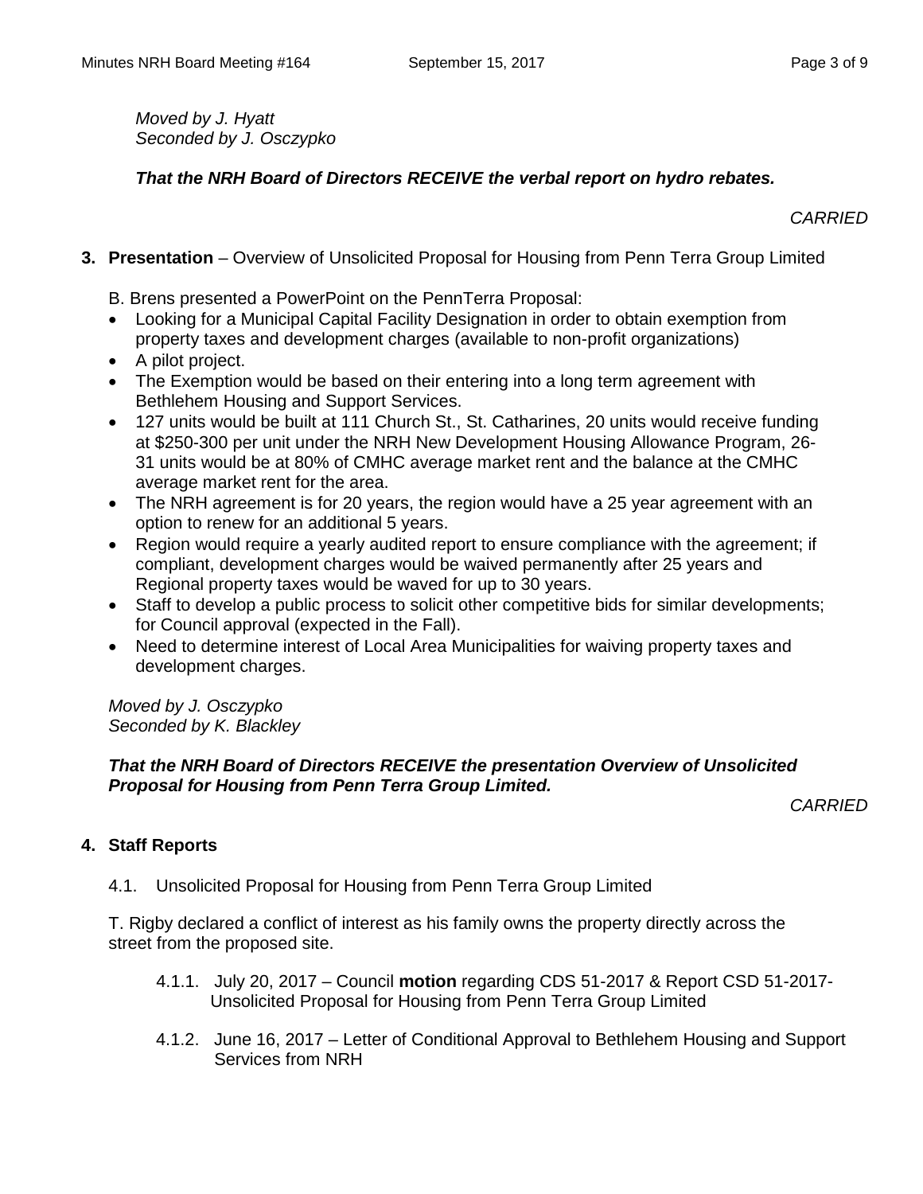*Moved by J. Hyatt*
*Seconded by J. Osczypko*

***That the NRH Board of Directors RECEIVE the verbal report on hydro rebates.***

*CARRIED*

**3. Presentation** – Overview of Unsolicited Proposal for Housing from Penn Terra Group Limited

B. Brens presented a PowerPoint on the PennTerra Proposal:

- Looking for a Municipal Capital Facility Designation in order to obtain exemption from property taxes and development charges (available to non-profit organizations)
- A pilot project.
- The Exemption would be based on their entering into a long term agreement with Bethlehem Housing and Support Services.
- 127 units would be built at 111 Church St., St. Catharines, 20 units would receive funding at $250-300 per unit under the NRH New Development Housing Allowance Program, 26-31 units would be at 80% of CMHC average market rent and the balance at the CMHC average market rent for the area.
- The NRH agreement is for 20 years, the region would have a 25 year agreement with an option to renew for an additional 5 years.
- Region would require a yearly audited report to ensure compliance with the agreement; if compliant, development charges would be waived permanently after 25 years and Regional property taxes would be waved for up to 30 years.
- Staff to develop a public process to solicit other competitive bids for similar developments; for Council approval (expected in the Fall).
- Need to determine interest of Local Area Municipalities for waiving property taxes and development charges.

*Moved by J. Osczypko*
*Seconded by K. Blackley*

***That the NRH Board of Directors RECEIVE the presentation Overview of Unsolicited Proposal for Housing from Penn Terra Group Limited.***

*CARRIED*

**4. Staff Reports**

4.1. Unsolicited Proposal for Housing from Penn Terra Group Limited

T. Rigby declared a conflict of interest as his family owns the property directly across the street from the proposed site.

4.1.1. July 20, 2017 – Council **motion** regarding CDS 51-2017 & Report CSD 51-2017- Unsolicited Proposal for Housing from Penn Terra Group Limited

4.1.2. June 16, 2017 – Letter of Conditional Approval to Bethlehem Housing and Support Services from NRH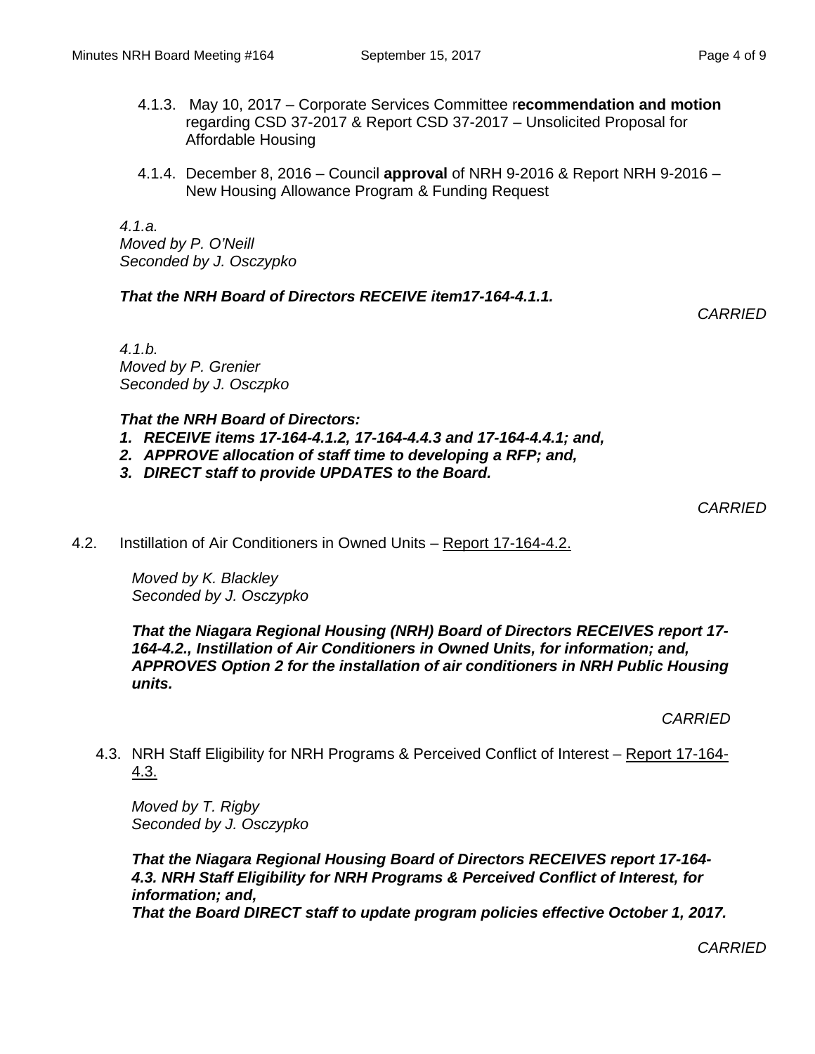4.1.3. May 10, 2017 – Corporate Services Committee r**ecommendation and motion** regarding CSD 37-2017 & Report CSD 37-2017 – Unsolicited Proposal for Affordable Housing

4.1.4. December 8, 2016 – Council **approval** of NRH 9-2016 & Report NRH 9-2016 – New Housing Allowance Program & Funding Request

*4.1.a.*
*Moved by P. O'Neill*
*Seconded by J. Osczypko*

***That the NRH Board of Directors RECEIVE item17-164-4.1.1.***

*CARRIED*

*4.1.b.*
*Moved by P. Grenier*
*Seconded by J. Osczpko*

***That the NRH Board of Directors:***

1. ***RECEIVE items 17-164-4.1.2, 17-164-4.4.3 and 17-164-4.4.1; and,***
2. ***APPROVE allocation of staff time to developing a RFP; and,***
3. ***DIRECT staff to provide UPDATES to the Board.***

*CARRIED*

4.2. Instillation of Air Conditioners in Owned Units – Report 17-164-4.2.

*Moved by K. Blackley*
*Seconded by J. Osczypko*

***That the Niagara Regional Housing (NRH) Board of Directors RECEIVES report 17-164-4.2., Instillation of Air Conditioners in Owned Units, for information; and, APPROVES Option 2 for the installation of air conditioners in NRH Public Housing units.***

*CARRIED*

4.3. NRH Staff Eligibility for NRH Programs & Perceived Conflict of Interest – Report 17-164-4.3.

*Moved by T. Rigby*
*Seconded by J. Osczypko*

***That the Niagara Regional Housing Board of Directors RECEIVES report 17-164-4.3. NRH Staff Eligibility for NRH Programs & Perceived Conflict of Interest, for information; and,***
***That the Board DIRECT staff to update program policies effective October 1, 2017.***

*CARRIED*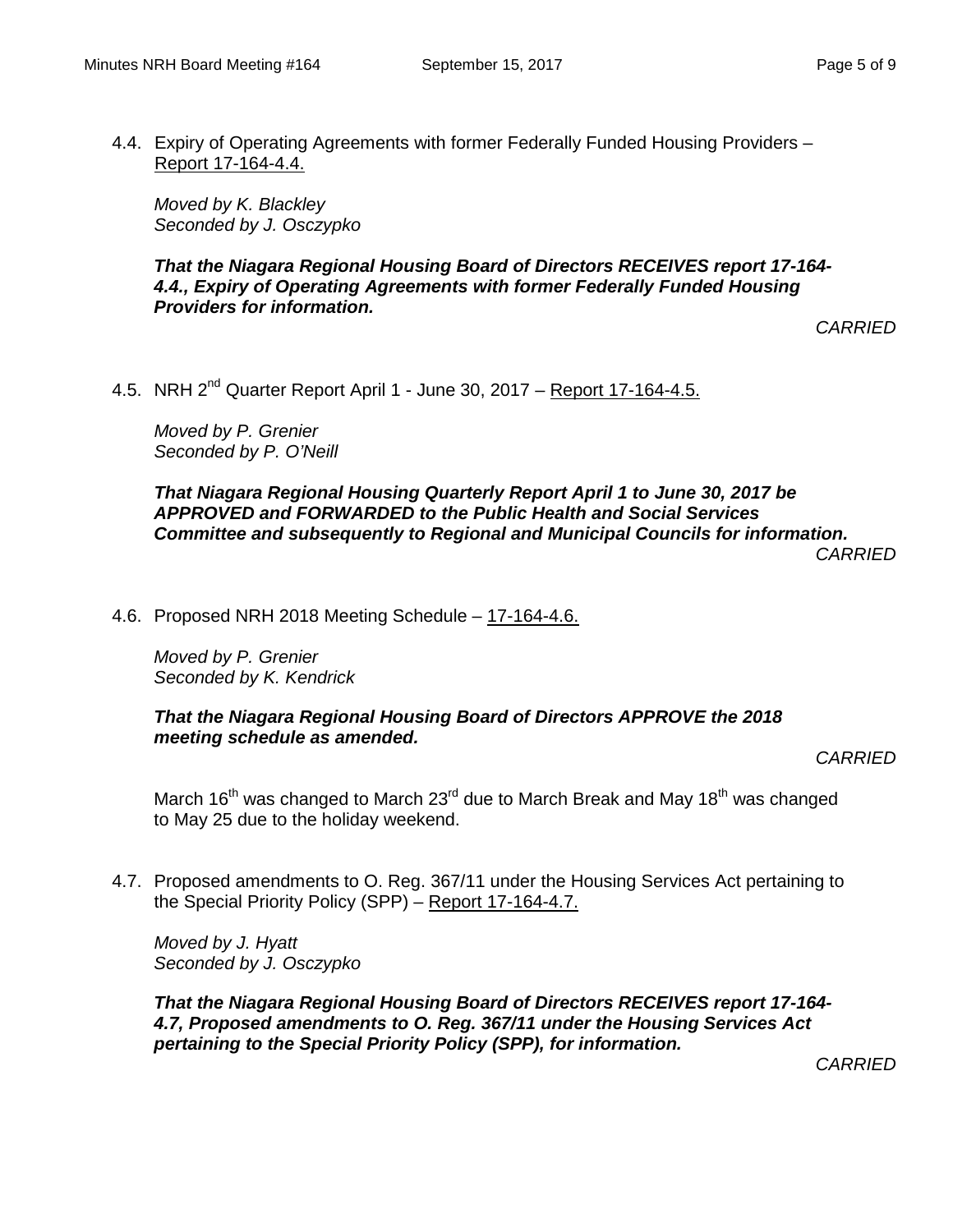4.4. Expiry of Operating Agreements with former Federally Funded Housing Providers – Report 17-164-4.4.

*Moved by K. Blackley*
*Seconded by J. Osczypko*

***That the Niagara Regional Housing Board of Directors RECEIVES report 17-164-4.4., Expiry of Operating Agreements with former Federally Funded Housing Providers for information.***

*CARRIED*

4.5. NRH 2nd Quarter Report April 1 - June 30, 2017 – Report 17-164-4.5.

*Moved by P. Grenier*
*Seconded by P. O'Neill*

***That Niagara Regional Housing Quarterly Report April 1 to June 30, 2017 be APPROVED and FORWARDED to the Public Health and Social Services Committee and subsequently to Regional and Municipal Councils for information.***

*CARRIED*

4.6. Proposed NRH 2018 Meeting Schedule – 17-164-4.6.

*Moved by P. Grenier*
*Seconded by K. Kendrick*

***That the Niagara Regional Housing Board of Directors APPROVE the 2018 meeting schedule as amended.***

*CARRIED*

March 16th was changed to March 23rd due to March Break and May 18th was changed to May 25 due to the holiday weekend.

4.7. Proposed amendments to O. Reg. 367/11 under the Housing Services Act pertaining to the Special Priority Policy (SPP) – Report 17-164-4.7.

*Moved by J. Hyatt*
*Seconded by J. Osczypko*

***That the Niagara Regional Housing Board of Directors RECEIVES report 17-164-4.7, Proposed amendments to O. Reg. 367/11 under the Housing Services Act pertaining to the Special Priority Policy (SPP), for information.***

*CARRIED*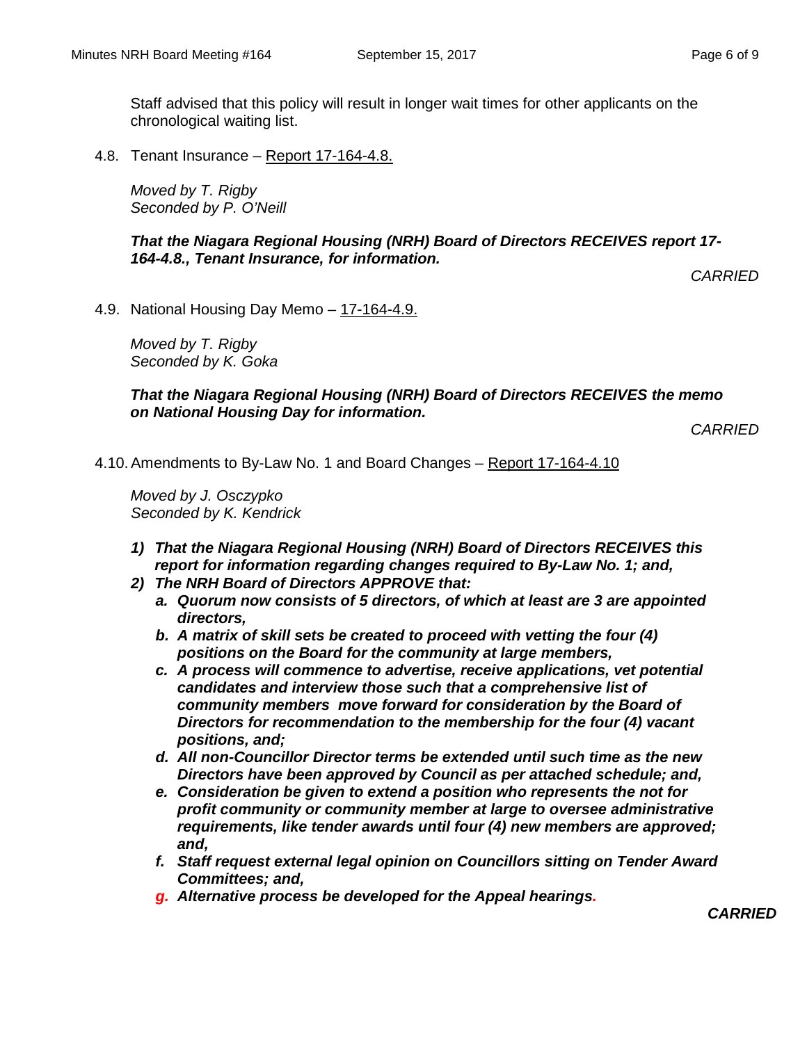Staff advised that this policy will result in longer wait times for other applicants on the chronological waiting list.

4.8. Tenant Insurance – Report 17-164-4.8.

*Moved by T. Rigby*
*Seconded by P. O'Neill*

***That the Niagara Regional Housing (NRH) Board of Directors RECEIVES report 17-164-4.8., Tenant Insurance, for information.***

*CARRIED*

4.9. National Housing Day Memo – 17-164-4.9.

*Moved by T. Rigby*
*Seconded by K. Goka*

***That the Niagara Regional Housing (NRH) Board of Directors RECEIVES the memo on National Housing Day for information.***

*CARRIED*

4.10. Amendments to By-Law No. 1 and Board Changes – Report 17-164-4.10

*Moved by J. Osczypko*
*Seconded by K. Kendrick*

1) ***That the Niagara Regional Housing (NRH) Board of Directors RECEIVES this report for information regarding changes required to By-Law No. 1; and,***
2) ***The NRH Board of Directors APPROVE that:***
   a. ***Quorum now consists of 5 directors, of which at least are 3 are appointed directors,***
   b. ***A matrix of skill sets be created to proceed with vetting the four (4) positions on the Board for the community at large members,***
   c. ***A process will commence to advertise, receive applications, vet potential candidates and interview those such that a comprehensive list of community members move forward for consideration by the Board of Directors for recommendation to the membership for the four (4) vacant positions, and;***
   d. ***All non-Councillor Director terms be extended until such time as the new Directors have been approved by Council as per attached schedule; and,***
   e. ***Consideration be given to extend a position who represents the not for profit community or community member at large to oversee administrative requirements, like tender awards until four (4) new members are approved; and,***
   f. ***Staff request external legal opinion on Councillors sitting on Tender Award Committees; and,***
   g. ***Alternative process be developed for the Appeal hearings.***

***CARRIED***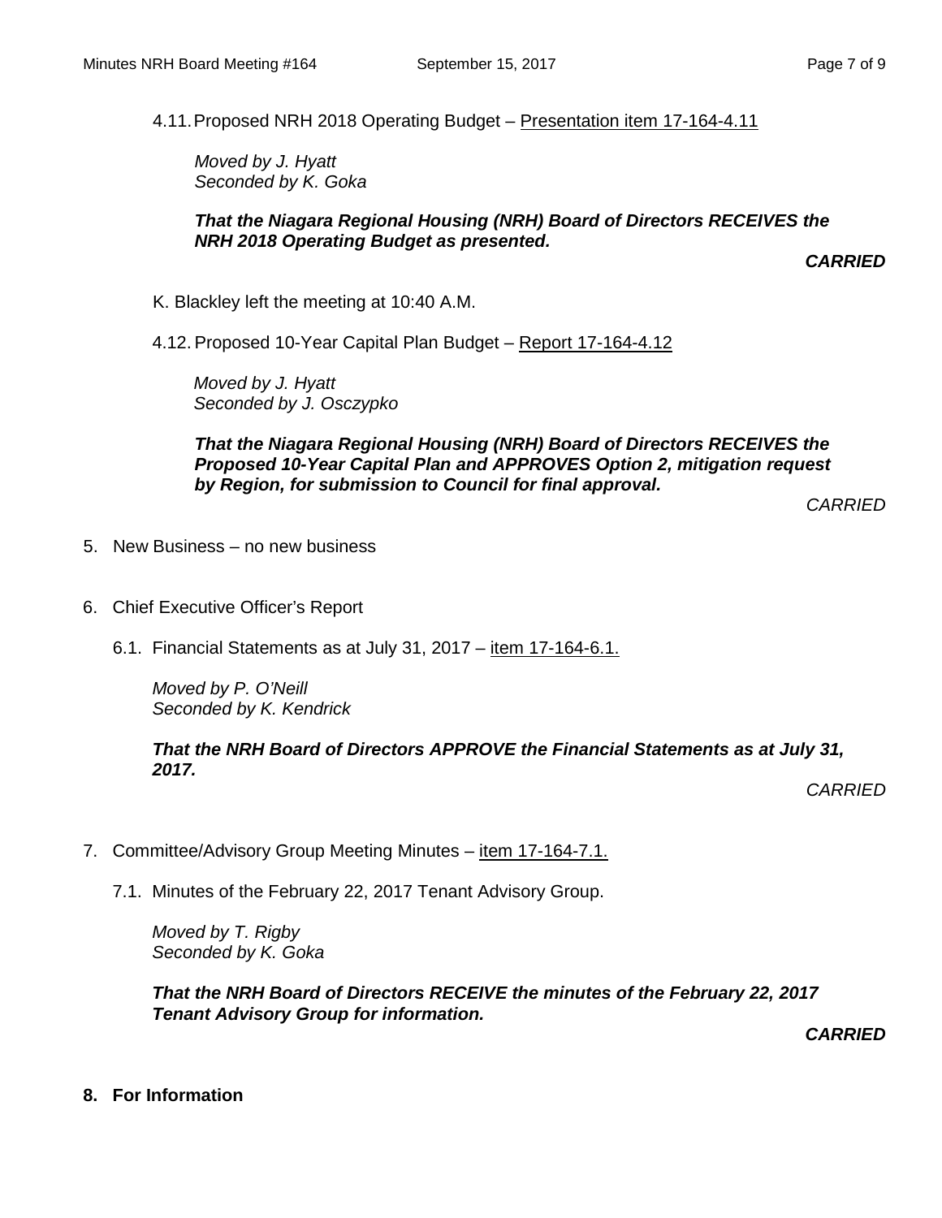4.11. Proposed NRH 2018 Operating Budget – Presentation item 17-164-4.11

*Moved by J. Hyatt*
*Seconded by K. Goka*

***That the Niagara Regional Housing (NRH) Board of Directors RECEIVES the NRH 2018 Operating Budget as presented.***

***CARRIED***

K. Blackley left the meeting at 10:40 A.M.

4.12. Proposed 10-Year Capital Plan Budget – Report 17-164-4.12

*Moved by J. Hyatt*
*Seconded by J. Osczypko*

***That the Niagara Regional Housing (NRH) Board of Directors RECEIVES the Proposed 10-Year Capital Plan and APPROVES Option 2, mitigation request by Region, for submission to Council for final approval.***

*CARRIED*

5. New Business – no new business

6. Chief Executive Officer's Report

6.1. Financial Statements as at July 31, 2017 – item 17-164-6.1.

*Moved by P. O'Neill*
*Seconded by K. Kendrick*

***That the NRH Board of Directors APPROVE the Financial Statements as at July 31, 2017.***

*CARRIED*

7. Committee/Advisory Group Meeting Minutes – item 17-164-7.1.

7.1. Minutes of the February 22, 2017 Tenant Advisory Group.

*Moved by T. Rigby*
*Seconded by K. Goka*

***That the NRH Board of Directors RECEIVE the minutes of the February 22, 2017 Tenant Advisory Group for information.***

***CARRIED***

**8. For Information**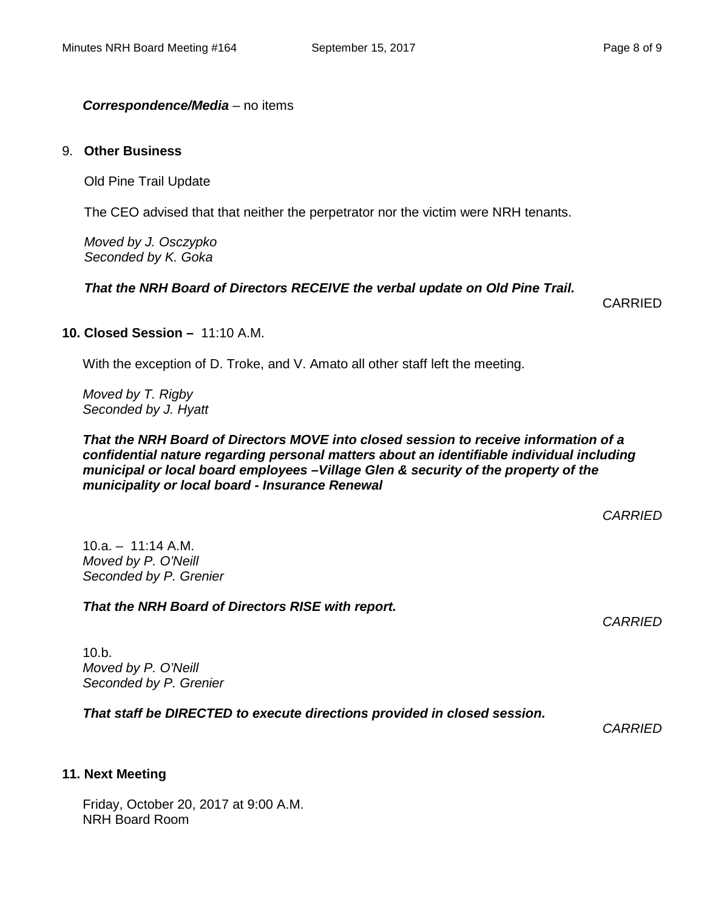***Correspondence/Media*** – no items

## 9. **Other Business**

Old Pine Trail Update

The CEO advised that that neither the perpetrator nor the victim were NRH tenants.

*Moved by J. Osczypko*
*Seconded by K. Goka*

***That the NRH Board of Directors RECEIVE the verbal update on Old Pine Trail.***

CARRIED

## 10. Closed Session – 11:10 A.M.

With the exception of D. Troke, and V. Amato all other staff left the meeting.

*Moved by T. Rigby*
*Seconded by J. Hyatt*

***That the NRH Board of Directors MOVE into closed session to receive information of a confidential nature regarding personal matters about an identifiable individual including municipal or local board employees –Village Glen & security of the property of the municipality or local board - Insurance Renewal***

*CARRIED*

10.a. – 11:14 A.M.
*Moved by P. O'Neill*
*Seconded by P. Grenier*

***That the NRH Board of Directors RISE with report.***

*CARRIED*

10.b.
*Moved by P. O'Neill*
*Seconded by P. Grenier*

***That staff be DIRECTED to execute directions provided in closed session.***

*CARRIED*

## 11. Next Meeting

Friday, October 20, 2017 at 9:00 A.M.
NRH Board Room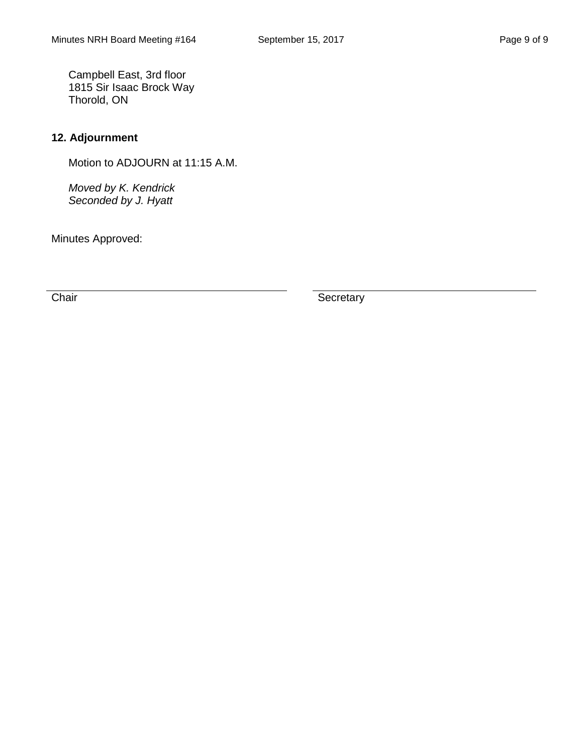Campbell East, 3rd floor
1815 Sir Isaac Brock Way
Thorold, ON

## 12. Adjournment

Motion to ADJOURN at 11:15 A.M.

*Moved by K. Kendrick*
*Seconded by J. Hyatt*

Minutes Approved:

\_\_\_\_\_\_\_\_\_\_\_\_\_\_\_\_\_\_\_\_\_\_\_\_\_\_\_\_\_\_\_\_\_\_\_\_\_\_\_\_
Chair

\_\_\_\_\_\_\_\_\_\_\_\_\_\_\_\_\_\_\_\_\_\_\_\_\_\_\_\_\_\_\_\_\_\_\_\_\_\_\_\_
Secretary